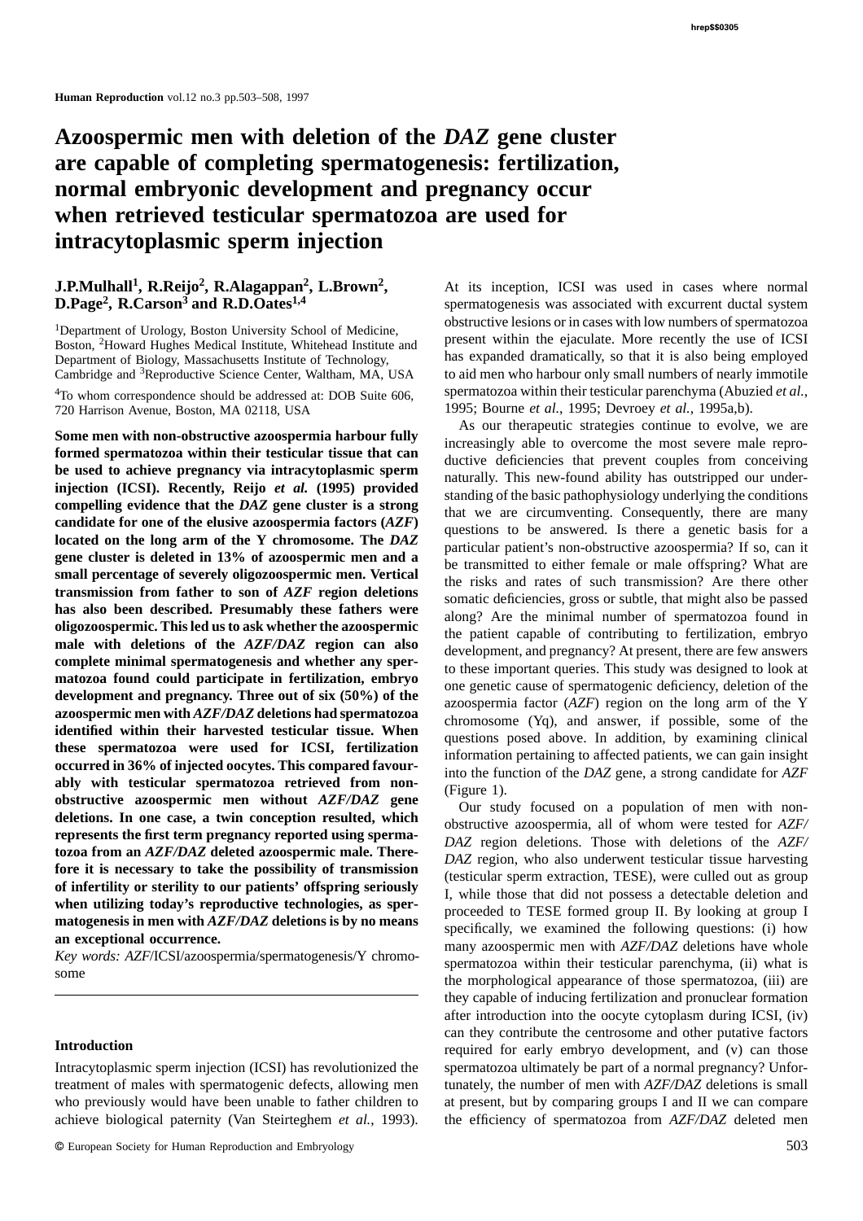# Azoospermic men with deletion of the *DAZ* gene cluster are capable of completing spermatogenesis: fertilization, normal embryonic development and pregnancy occur when retrieved testicular spermatozoa are used for intracytoplasmic sperm injection

**J.P.Mulhall[1], R.Reijo[2], R.Alagappan[2], L.Brown[2], D.Page[2], R.Carson[3] and R.D.Oates[1,4]**

[1]Department of Urology, Boston University School of Medicine, Boston, [2]Howard Hughes Medical Institute, Whitehead Institute and Department of Biology, Massachusetts Institute of Technology, Cambridge and [3]Reproductive Science Center, Waltham, MA, USA

[4]To whom correspondence should be addressed at: DOB Suite 606, 720 Harrison Avenue, Boston, MA 02118, USA

**Some men with non-obstructive azoospermia harbour fully formed spermatozoa within their testicular tissue that can be used to achieve pregnancy via intracytoplasmic sperm injection (ICSI). Recently, Reijo *et al.* (1995) provided compelling evidence that the *DAZ* gene cluster is a strong candidate for one of the elusive azoospermia factors (*AZF*) located on the long arm of the Y chromosome. The *DAZ* gene cluster is deleted in 13% of azoospermic men and a small percentage of severely oligozoospermic men. Vertical transmission from father to son of *AZF* region deletions has also been described. Presumably these fathers were oligozoospermic. This led us to ask whether the azoospermic male with deletions of the *AZF/DAZ* region can also complete minimal spermatogenesis and whether any spermatozoa found could participate in fertilization, embryo development and pregnancy. Three out of six (50%) of the azoospermic men with *AZF/DAZ* deletions had spermatozoa identified within their harvested testicular tissue. When these spermatozoa were used for ICSI, fertilization occurred in 36% of injected oocytes. This compared favourably with testicular spermatozoa retrieved from non-obstructive azoospermic men without *AZF/DAZ* gene deletions. In one case, a twin conception resulted, which represents the first term pregnancy reported using spermatozoa from an *AZF/DAZ* deleted azoospermic male. Therefore it is necessary to take the possibility of transmission of infertility or sterility to our patients' offspring seriously when utilizing today's reproductive technologies, as spermatogenesis in men with *AZF/DAZ* deletions is by no means an exceptional occurrence.**

*Key words:* *AZF*/ICSI/azoospermia/spermatogenesis/Y chromosome

## Introduction

Intracytoplasmic sperm injection (ICSI) has revolutionized the treatment of males with spermatogenic defects, allowing men who previously would have been unable to father children to achieve biological paternity (Van Steirteghem *et al.*, 1993). At its inception, ICSI was used in cases where normal spermatogenesis was associated with excurrent ductal system obstructive lesions or in cases with low numbers of spermatozoa present within the ejaculate. More recently the use of ICSI has expanded dramatically, so that it is also being employed to aid men who harbour only small numbers of nearly immotile spermatozoa within their testicular parenchyma (Abuzied *et al.*, 1995; Bourne *et al.*, 1995; Devroey *et al.*, 1995a,b).

As our therapeutic strategies continue to evolve, we are increasingly able to overcome the most severe male reproductive deficiencies that prevent couples from conceiving naturally. This new-found ability has outstripped our understanding of the basic pathophysiology underlying the conditions that we are circumventing. Consequently, there are many questions to be answered. Is there a genetic basis for a particular patient's non-obstructive azoospermia? If so, can it be transmitted to either female or male offspring? What are the risks and rates of such transmission? Are there other somatic deficiencies, gross or subtle, that might also be passed along? Are the minimal number of spermatozoa found in the patient capable of contributing to fertilization, embryo development, and pregnancy? At present, there are few answers to these important queries. This study was designed to look at one genetic cause of spermatogenic deficiency, deletion of the azoospermia factor (*AZF*) region on the long arm of the Y chromosome (Yq), and answer, if possible, some of the questions posed above. In addition, by examining clinical information pertaining to affected patients, we can gain insight into the function of the *DAZ* gene, a strong candidate for *AZF* (Figure 1).

Our study focused on a population of men with non-obstructive azoospermia, all of whom were tested for *AZF/DAZ* region deletions. Those with deletions of the *AZF/DAZ* region, who also underwent testicular tissue harvesting (testicular sperm extraction, TESE), were culled out as group I, while those that did not possess a detectable deletion and proceeded to TESE formed group II. By looking at group I specifically, we examined the following questions: (i) how many azoospermic men with *AZF/DAZ* deletions have whole spermatozoa within their testicular parenchyma, (ii) what is the morphological appearance of those spermatozoa, (iii) are they capable of inducing fertilization and pronuclear formation after introduction into the oocyte cytoplasm during ICSI, (iv) can they contribute the centrosome and other putative factors required for early embryo development, and (v) can those spermatozoa ultimately be part of a normal pregnancy? Unfortunately, the number of men with *AZF/DAZ* deletions is small at present, but by comparing groups I and II we can compare the efficiency of spermatozoa from *AZF/DAZ* deleted men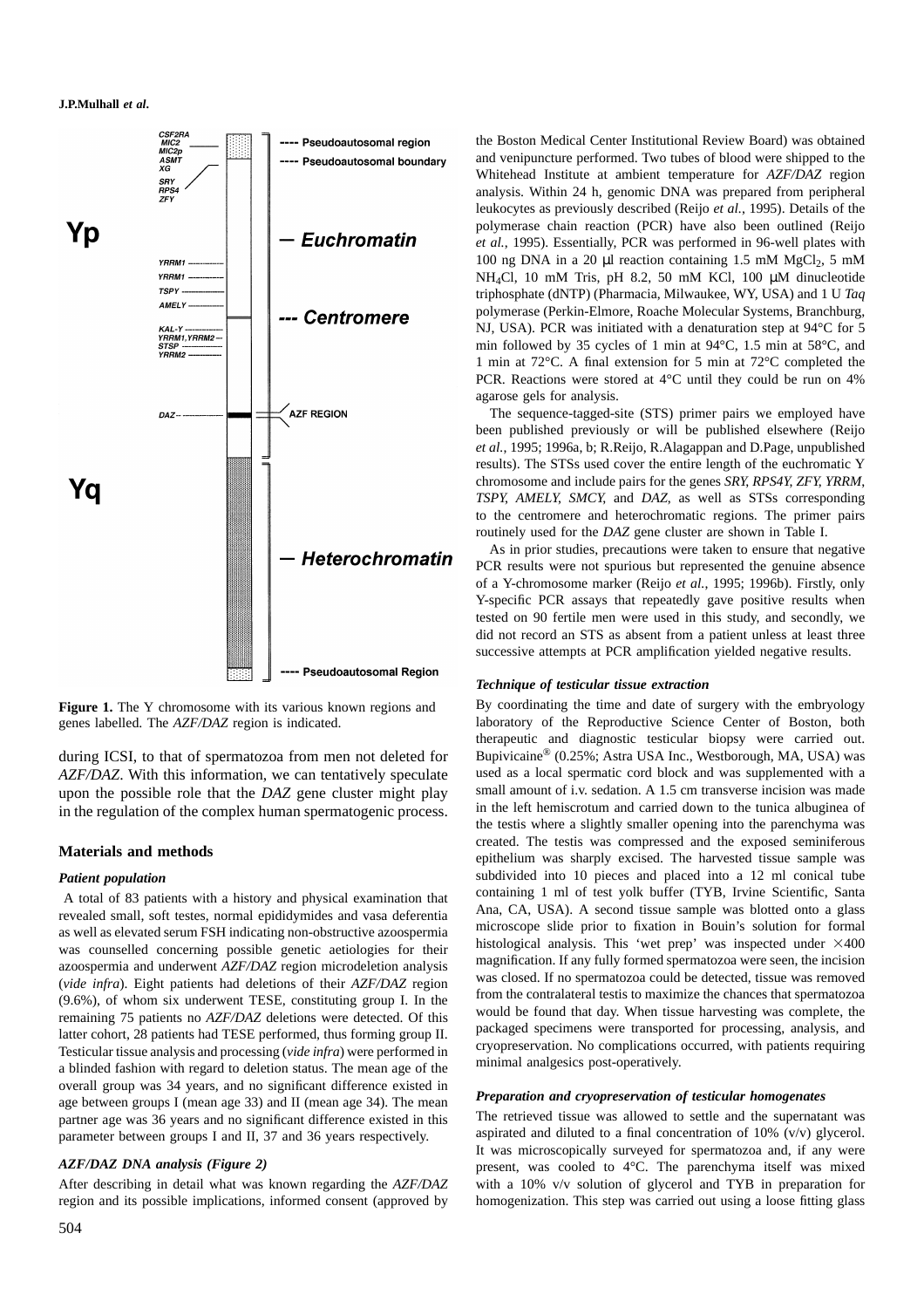Figure 1. The Y chromosome with its various known regions and genes labelled. The *AZF/DAZ* region is indicated.

during ICSI, to that of spermatozoa from men not deleted for *AZF/DAZ*. With this information, we can tentatively speculate upon the possible role that the *DAZ* gene cluster might play in the regulation of the complex human spermatogenic process.

## Materials and methods

### *Patient population*

A total of 83 patients with a history and physical examination that revealed small, soft testes, normal epididymides and vasa deferentia as well as elevated serum FSH indicating non-obstructive azoospermia was counselled concerning possible genetic aetiologies for their azoospermia and underwent *AZF/DAZ* region microdeletion analysis (*vide infra*). Eight patients had deletions of their *AZF/DAZ* region (9.6%), of whom six underwent TESE, constituting group I. In the remaining 75 patients no *AZF/DAZ* deletions were detected. Of this latter cohort, 28 patients had TESE performed, thus forming group II. Testicular tissue analysis and processing (*vide infra*) were performed in a blinded fashion with regard to deletion status. The mean age of the overall group was 34 years, and no significant difference existed in age between groups I (mean age 33) and II (mean age 34). The mean partner age was 36 years and no significant difference existed in this parameter between groups I and II, 37 and 36 years respectively.

### *AZF/DAZ DNA analysis (Figure 2)*

After describing in detail what was known regarding the *AZF/DAZ* region and its possible implications, informed consent (approved by the Boston Medical Center Institutional Review Board) was obtained and venipuncture performed. Two tubes of blood were shipped to the Whitehead Institute at ambient temperature for *AZF/DAZ* region analysis. Within 24 h, genomic DNA was prepared from peripheral leukocytes as previously described (Reijo *et al.*, 1995). Details of the polymerase chain reaction (PCR) have also been outlined (Reijo *et al.*, 1995). Essentially, PCR was performed in 96-well plates with 100 ng DNA in a 20 μl reaction containing 1.5 mM $MgCl_2$, 5 mM $NH_4Cl$, 10 mM Tris, pH 8.2, 50 mM KCl, 100 μM dinucleotide triphosphate (dNTP) (Pharmacia, Milwaukee, WY, USA) and 1 U *Taq* polymerase (Perkin-Elmore, Roache Molecular Systems, Branchburg, NJ, USA). PCR was initiated with a denaturation step at 94°C for 5 min followed by 35 cycles of 1 min at 94°C, 1.5 min at 58°C, and 1 min at 72°C. A final extension for 5 min at 72°C completed the PCR. Reactions were stored at 4°C until they could be run on 4% agarose gels for analysis.

The sequence-tagged-site (STS) primer pairs we employed have been published previously or will be published elsewhere (Reijo *et al.*, 1995; 1996a, b; R.Reijo, R.Alagappan and D.Page, unpublished results). The STSs used cover the entire length of the euchromatic Y chromosome and include pairs for the genes *SRY, RPS4Y, ZFY, YRRM, TSPY, AMELY, SMCY,* and *DAZ*, as well as STSs corresponding to the centromere and heterochromatic regions. The primer pairs routinely used for the *DAZ* gene cluster are shown in Table I.

As in prior studies, precautions were taken to ensure that negative PCR results were not spurious but represented the genuine absence of a Y-chromosome marker (Reijo *et al.*, 1995; 1996b). Firstly, only Y-specific PCR assays that repeatedly gave positive results when tested on 90 fertile men were used in this study, and secondly, we did not record an STS as absent from a patient unless at least three successive attempts at PCR amplification yielded negative results.

### *Technique of testicular tissue extraction*

By coordinating the time and date of surgery with the embryology laboratory of the Reproductive Science Center of Boston, both therapeutic and diagnostic testicular biopsy were carried out. Bupivicaine® (0.25%; Astra USA Inc., Westborough, MA, USA) was used as a local spermatic cord block and was supplemented with a small amount of i.v. sedation. A 1.5 cm transverse incision was made in the left hemiscrotum and carried down to the tunica albuginea of the testis where a slightly smaller opening into the parenchyma was created. The testis was compressed and the exposed seminiferous epithelium was sharply excised. The harvested tissue sample was subdivided into 10 pieces and placed into a 12 ml conical tube containing 1 ml of test yolk buffer (TYB, Irvine Scientific, Santa Ana, CA, USA). A second tissue sample was blotted onto a glass microscope slide prior to fixation in Bouin's solution for formal histological analysis. This 'wet prep' was inspected under ×400 magnification. If any fully formed spermatozoa were seen, the incision was closed. If no spermatozoa could be detected, tissue was removed from the contralateral testis to maximize the chances that spermatozoa would be found that day. When tissue harvesting was complete, the packaged specimens were transported for processing, analysis, and cryopreservation. No complications occurred, with patients requiring minimal analgesics post-operatively.

### *Preparation and cryopreservation of testicular homogenates*

The retrieved tissue was allowed to settle and the supernatant was aspirated and diluted to a final concentration of 10% (v/v) glycerol. It was microscopically surveyed for spermatozoa and, if any were present, was cooled to 4°C. The parenchyma itself was mixed with a 10% v/v solution of glycerol and TYB in preparation for homogenization. This step was carried out using a loose fitting glass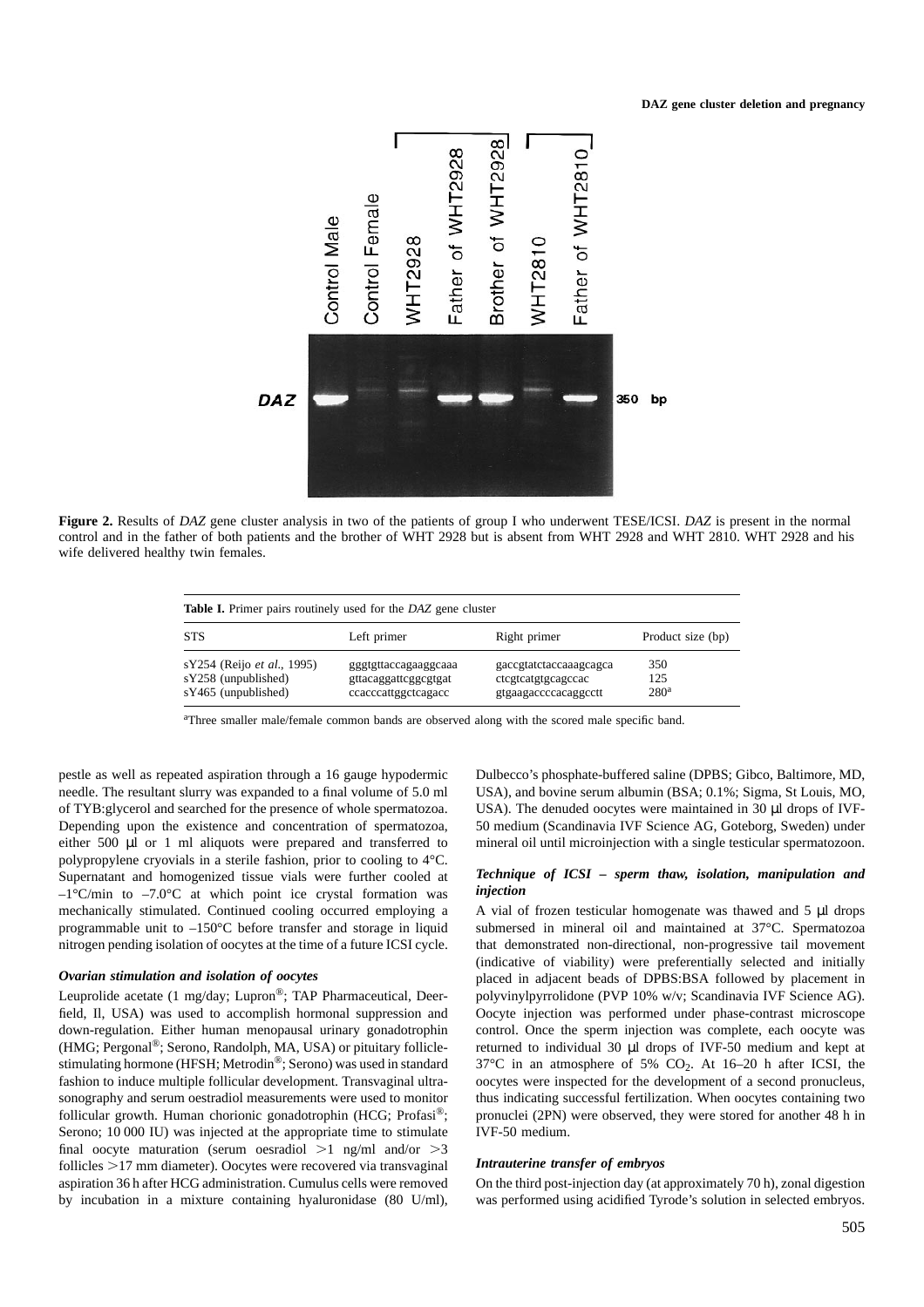**Figure 2.** Results of *DAZ* gene cluster analysis in two of the patients of group I who underwent TESE/ICSI. *DAZ* is present in the normal control and in the father of both patients and the brother of WHT 2928 but is absent from WHT 2928 and WHT 2810. WHT 2928 and his wife delivered healthy twin females.

**Table I.** Primer pairs routinely used for the *DAZ* gene cluster

| STS | Left primer | Right primer | Product size (bp) |
|---|---|---|---|
| sY254 (Reijo *et al.*, 1995) | gggtgttaccagaaggcaaa | gaccgtatctaccaaagcagca | 350 |
| sY258 (unpublished) | gttacaggattcggcgtgat | ctcgtcatgtgcagccac | 125 |
| sY465 (unpublished) | ccacccattggctcagacc | gtgaagaccccacaggcctt | 280[a] |

[a]Three smaller male/female common bands are observed along with the scored male specific band.

pestle as well as repeated aspiration through a 16 gauge hypodermic needle. The resultant slurry was expanded to a final volume of 5.0 ml of TYB:glycerol and searched for the presence of whole spermatozoa. Depending upon the existence and concentration of spermatozoa, either 500 μl or 1 ml aliquots were prepared and transferred to polypropylene cryovials in a sterile fashion, prior to cooling to 4°C. Supernatant and homogenized tissue vials were further cooled at –1°C/min to –7.0°C at which point ice crystal formation was mechanically stimulated. Continued cooling occurred employing a programmable unit to –150°C before transfer and storage in liquid nitrogen pending isolation of oocytes at the time of a future ICSI cycle.

### *Ovarian stimulation and isolation of oocytes*

Leuprolide acetate (1 mg/day; Lupron®; TAP Pharmaceutical, Deerfield, Il, USA) was used to accomplish hormonal suppression and down-regulation. Either human menopausal urinary gonadotrophin (HMG; Pergonal®; Serono, Randolph, MA, USA) or pituitary follicle-stimulating hormone (HFSH; Metrodin®; Serono) was used in standard fashion to induce multiple follicular development. Transvaginal ultrasonography and serum oestradiol measurements were used to monitor follicular growth. Human chorionic gonadotrophin (HCG; Profasi®; Serono; 10 000 IU) was injected at the appropriate time to stimulate final oocyte maturation (serum oesradiol >1 ng/ml and/or >3 follicles >17 mm diameter). Oocytes were recovered via transvaginal aspiration 36 h after HCG administration. Cumulus cells were removed by incubation in a mixture containing hyaluronidase (80 U/ml), Dulbecco's phosphate-buffered saline (DPBS; Gibco, Baltimore, MD, USA), and bovine serum albumin (BSA; 0.1%; Sigma, St Louis, MO, USA). The denuded oocytes were maintained in 30 μl drops of IVF-50 medium (Scandinavia IVF Science AG, Goteborg, Sweden) under mineral oil until microinjection with a single testicular spermatozoon.

### *Technique of ICSI – sperm thaw, isolation, manipulation and injection*

A vial of frozen testicular homogenate was thawed and 5 μl drops submersed in mineral oil and maintained at 37°C. Spermatozoa that demonstrated non-directional, non-progressive tail movement (indicative of viability) were preferentially selected and initially placed in adjacent beads of DPBS:BSA followed by placement in polyvinylpyrrolidone (PVP 10% w/v; Scandinavia IVF Science AG). Oocyte injection was performed under phase-contrast microscope control. Once the sperm injection was complete, each oocyte was returned to individual 30 μl drops of IVF-50 medium and kept at 37°C in an atmosphere of 5% $CO_2$. At 16–20 h after ICSI, the oocytes were inspected for the development of a second pronucleus, thus indicating successful fertilization. When oocytes containing two pronuclei (2PN) were observed, they were stored for another 48 h in IVF-50 medium.

### *Intrauterine transfer of embryos*

On the third post-injection day (at approximately 70 h), zonal digestion was performed using acidified Tyrode's solution in selected embryos.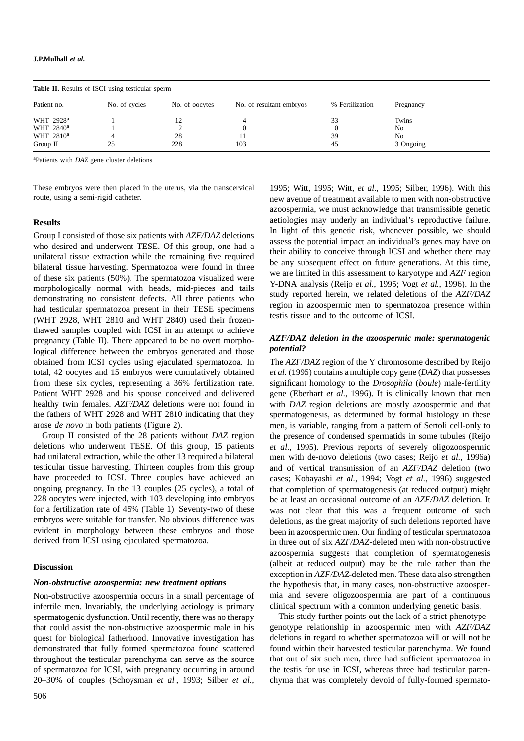**Table II.** Results of ISCI using testicular sperm

| Patient no. | No. of cycles | No. of oocytes | No. of resultant embryos | % Fertilization | Pregnancy |
|---|---|---|---|---|---|
| WHT 2928[a] | 1 | 12 | 4 | 33 | Twins |
| WHT 2840[a] | 1 | 2 | 0 | 0 | No |
| WHT 2810[a] | 4 | 28 | 11 | 39 | No |
| Group II | 25 | 228 | 103 | 45 | 3 Ongoing |

[a]Patients with *DAZ* gene cluster deletions

These embryos were then placed in the uterus, via the transcervical route, using a semi-rigid catheter.

## Results

Group I consisted of those six patients with *AZF/DAZ* deletions who desired and underwent TESE. Of this group, one had a unilateral tissue extraction while the remaining five required bilateral tissue harvesting. Spermatozoa were found in three of these six patients (50%). The spermatozoa visualized were morphologically normal with heads, mid-pieces and tails demonstrating no consistent defects. All three patients who had testicular spermatozoa present in their TESE specimens (WHT 2928, WHT 2810 and WHT 2840) used their frozen-thawed samples coupled with ICSI in an attempt to achieve pregnancy (Table II). There appeared to be no overt morphological difference between the embryos generated and those obtained from ICSI cycles using ejaculated spermatozoa. In total, 42 oocytes and 15 embryos were cumulatively obtained from these six cycles, representing a 36% fertilization rate. Patient WHT 2928 and his spouse conceived and delivered healthy twin females. *AZF/DAZ* deletions were not found in the fathers of WHT 2928 and WHT 2810 indicating that they arose *de novo* in both patients (Figure 2).

Group II consisted of the 28 patients without *DAZ* region deletions who underwent TESE. Of this group, 15 patients had unilateral extraction, while the other 13 required a bilateral testicular tissue harvesting. Thirteen couples from this group have proceeded to ICSI. Three couples have achieved an ongoing pregnancy. In the 13 couples (25 cycles), a total of 228 oocytes were injected, with 103 developing into embryos for a fertilization rate of 45% (Table 1). Seventy-two of these embryos were suitable for transfer. No obvious difference was evident in morphology between these embryos and those derived from ICSI using ejaculated spermatozoa.

## Discussion

### *Non-obstructive azoospermia: new treatment options*

Non-obstructive azoospermia occurs in a small percentage of infertile men. Invariably, the underlying aetiology is primary spermatogenic dysfunction. Until recently, there was no therapy that could assist the non-obstructive azoospermic male in his quest for biological fatherhood. Innovative investigation has demonstrated that fully formed spermatozoa found scattered throughout the testicular parenchyma can serve as the source of spermatozoa for ICSI, with pregnancy occurring in around 20–30% of couples (Schoysman *et al.*, 1993; Silber *et al.*, 1995; Witt, 1995; Witt, *et al.*, 1995; Silber, 1996). With this new avenue of treatment available to men with non-obstructive azoospermia, we must acknowledge that transmissible genetic aetiologies may underly an individual's reproductive failure. In light of this genetic risk, whenever possible, we should assess the potential impact an individual's genes may have on their ability to conceive through ICSI and whether there may be any subsequent effect on future generations. At this time, we are limited in this assessment to karyotype and *AZF* region Y-DNA analysis (Reijo *et al.*, 1995; Vogt *et al.*, 1996). In the study reported herein, we related deletions of the *AZF/DAZ* region in azoospermic men to spermatozoa presence within testis tissue and to the outcome of ICSI.

### *AZF/DAZ deletion in the azoospermic male: spermatogenic potential?*

The *AZF/DAZ* region of the Y chromosome described by Reijo *et al.* (1995) contains a multiple copy gene (*DAZ*) that possesses significant homology to the *Drosophila* (*boule*) male-fertility gene (Eberhart *et al.*, 1996). It is clinically known that men with *DAZ* region deletions are mostly azoospermic and that spermatogenesis, as determined by formal histology in these men, is variable, ranging from a pattern of Sertoli cell-only to the presence of condensed spermatids in some tubules (Reijo *et al.*, 1995). Previous reports of severely oligozoospermic men with de-novo deletions (two cases; Reijo *et al.*, 1996a) and of vertical transmission of an *AZF/DAZ* deletion (two cases; Kobayashi *et al.*, 1994; Vogt *et al.*, 1996) suggested that completion of spermatogenesis (at reduced output) might be at least an occasional outcome of an *AZF/DAZ* deletion. It was not clear that this was a frequent outcome of such deletions, as the great majority of such deletions reported have been in azoospermic men. Our finding of testicular spermatozoa in three out of six *AZF/DAZ*-deleted men with non-obstructive azoospermia suggests that completion of spermatogenesis (albeit at reduced output) may be the rule rather than the exception in *AZF/DAZ*-deleted men. These data also strengthen the hypothesis that, in many cases, non-obstructive azoospermia and severe oligozoospermia are part of a continuous clinical spectrum with a common underlying genetic basis.

This study further points out the lack of a strict phenotype–genotype relationship in azoospermic men with *AZF/DAZ* deletions in regard to whether spermatozoa will or will not be found within their harvested testicular parenchyma. We found that out of six such men, three had sufficient spermatozoa in the testis for use in ICSI, whereas three had testicular parenchyma that was completely devoid of fully-formed spermato-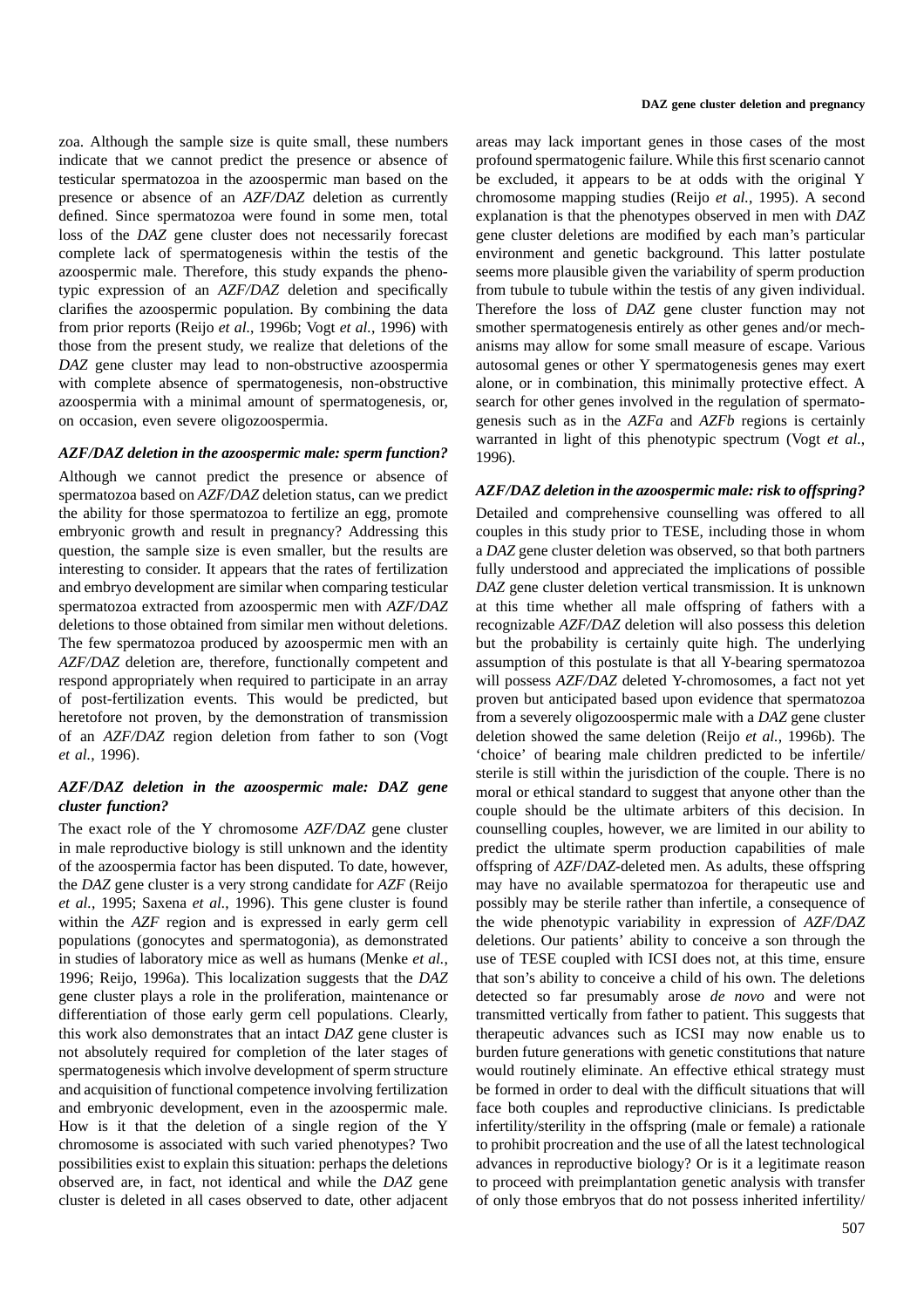zoa. Although the sample size is quite small, these numbers indicate that we cannot predict the presence or absence of testicular spermatozoa in the azoospermic man based on the presence or absence of an *AZF/DAZ* deletion as currently defined. Since spermatozoa were found in some men, total loss of the *DAZ* gene cluster does not necessarily forecast complete lack of spermatogenesis within the testis of the azoospermic male. Therefore, this study expands the phenotypic expression of an *AZF/DAZ* deletion and specifically clarifies the azoospermic population. By combining the data from prior reports (Reijo *et al.*, 1996b; Vogt *et al.*, 1996) with those from the present study, we realize that deletions of the *DAZ* gene cluster may lead to non-obstructive azoospermia with complete absence of spermatogenesis, non-obstructive azoospermia with a minimal amount of spermatogenesis, or, on occasion, even severe oligozoospermia.

### *AZF/DAZ deletion in the azoospermic male: sperm function?*

Although we cannot predict the presence or absence of spermatozoa based on *AZF/DAZ* deletion status, can we predict the ability for those spermatozoa to fertilize an egg, promote embryonic growth and result in pregnancy? Addressing this question, the sample size is even smaller, but the results are interesting to consider. It appears that the rates of fertilization and embryo development are similar when comparing testicular spermatozoa extracted from azoospermic men with *AZF/DAZ* deletions to those obtained from similar men without deletions. The few spermatozoa produced by azoospermic men with an *AZF/DAZ* deletion are, therefore, functionally competent and respond appropriately when required to participate in an array of post-fertilization events. This would be predicted, but heretofore not proven, by the demonstration of transmission of an *AZF/DAZ* region deletion from father to son (Vogt *et al.*, 1996).

### *AZF/DAZ deletion in the azoospermic male: DAZ gene cluster function?*

The exact role of the Y chromosome *AZF/DAZ* gene cluster in male reproductive biology is still unknown and the identity of the azoospermia factor has been disputed. To date, however, the *DAZ* gene cluster is a very strong candidate for *AZF* (Reijo *et al.*, 1995; Saxena *et al.*, 1996). This gene cluster is found within the *AZF* region and is expressed in early germ cell populations (gonocytes and spermatogonia), as demonstrated in studies of laboratory mice as well as humans (Menke *et al.*, 1996; Reijo, 1996a). This localization suggests that the *DAZ* gene cluster plays a role in the proliferation, maintenance or differentiation of those early germ cell populations. Clearly, this work also demonstrates that an intact *DAZ* gene cluster is not absolutely required for completion of the later stages of spermatogenesis which involve development of sperm structure and acquisition of functional competence involving fertilization and embryonic development, even in the azoospermic male. How is it that the deletion of a single region of the Y chromosome is associated with such varied phenotypes? Two possibilities exist to explain this situation: perhaps the deletions observed are, in fact, not identical and while the *DAZ* gene cluster is deleted in all cases observed to date, other adjacent areas may lack important genes in those cases of the most profound spermatogenic failure. While this first scenario cannot be excluded, it appears to be at odds with the original Y chromosome mapping studies (Reijo *et al.*, 1995). A second explanation is that the phenotypes observed in men with *DAZ* gene cluster deletions are modified by each man's particular environment and genetic background. This latter postulate seems more plausible given the variability of sperm production from tubule to tubule within the testis of any given individual. Therefore the loss of *DAZ* gene cluster function may not smother spermatogenesis entirely as other genes and/or mechanisms may allow for some small measure of escape. Various autosomal genes or other Y spermatogenesis genes may exert alone, or in combination, this minimally protective effect. A search for other genes involved in the regulation of spermatogenesis such as in the *AZFa* and *AZFb* regions is certainly warranted in light of this phenotypic spectrum (Vogt *et al.*, 1996).

### *AZF/DAZ deletion in the azoospermic male: risk to offspring?*

Detailed and comprehensive counselling was offered to all couples in this study prior to TESE, including those in whom a *DAZ* gene cluster deletion was observed, so that both partners fully understood and appreciated the implications of possible *DAZ* gene cluster deletion vertical transmission. It is unknown at this time whether all male offspring of fathers with a recognizable *AZF/DAZ* deletion will also possess this deletion but the probability is certainly quite high. The underlying assumption of this postulate is that all Y-bearing spermatozoa will possess *AZF/DAZ* deleted Y-chromosomes, a fact not yet proven but anticipated based upon evidence that spermatozoa from a severely oligozoospermic male with a *DAZ* gene cluster deletion showed the same deletion (Reijo *et al.*, 1996b). The 'choice' of bearing male children predicted to be infertile/sterile is still within the jurisdiction of the couple. There is no moral or ethical standard to suggest that anyone other than the couple should be the ultimate arbiters of this decision. In counselling couples, however, we are limited in our ability to predict the ultimate sperm production capabilities of male offspring of *AZF*/*DAZ*-deleted men. As adults, these offspring may have no available spermatozoa for therapeutic use and possibly may be sterile rather than infertile, a consequence of the wide phenotypic variability in expression of *AZF/DAZ* deletions. Our patients' ability to conceive a son through the use of TESE coupled with ICSI does not, at this time, ensure that son's ability to conceive a child of his own. The deletions detected so far presumably arose *de novo* and were not transmitted vertically from father to patient. This suggests that therapeutic advances such as ICSI may now enable us to burden future generations with genetic constitutions that nature would routinely eliminate. An effective ethical strategy must be formed in order to deal with the difficult situations that will face both couples and reproductive clinicians. Is predictable infertility/sterility in the offspring (male or female) a rationale to prohibit procreation and the use of all the latest technological advances in reproductive biology? Or is it a legitimate reason to proceed with preimplantation genetic analysis with transfer of only those embryos that do not possess inherited infertility/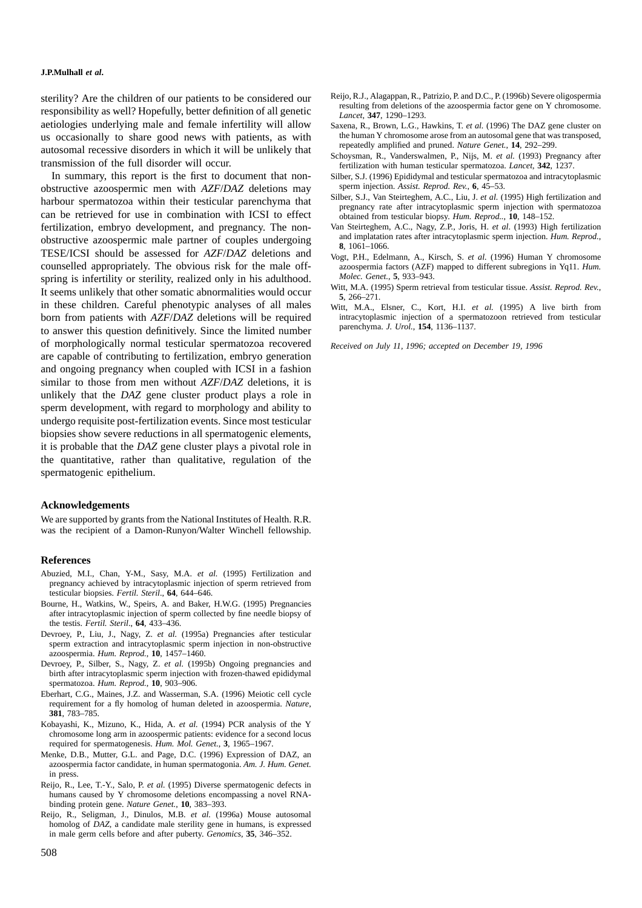sterility? Are the children of our patients to be considered our responsibility as well? Hopefully, better definition of all genetic aetiologies underlying male and female infertility will allow us occasionally to share good news with patients, as with autosomal recessive disorders in which it will be unlikely that transmission of the full disorder will occur.

In summary, this report is the first to document that non-obstructive azoospermic men with *AZF*/*DAZ* deletions may harbour spermatozoa within their testicular parenchyma that can be retrieved for use in combination with ICSI to effect fertilization, embryo development, and pregnancy. The non-obstructive azoospermic male partner of couples undergoing TESE/ICSI should be assessed for *AZF*/*DAZ* deletions and counselled appropriately. The obvious risk for the male offspring is infertility or sterility, realized only in his adulthood. It seems unlikely that other somatic abnormalities would occur in these children. Careful phenotypic analyses of all males born from patients with *AZF*/*DAZ* deletions will be required to answer this question definitively. Since the limited number of morphologically normal testicular spermatozoa recovered are capable of contributing to fertilization, embryo generation and ongoing pregnancy when coupled with ICSI in a fashion similar to those from men without *AZF*/*DAZ* deletions, it is unlikely that the *DAZ* gene cluster product plays a role in sperm development, with regard to morphology and ability to undergo requisite post-fertilization events. Since most testicular biopsies show severe reductions in all spermatogenic elements, it is probable that the *DAZ* gene cluster plays a pivotal role in the quantitative, rather than qualitative, regulation of the spermatogenic epithelium.

## Acknowledgements

We are supported by grants from the National Institutes of Health. R.R. was the recipient of a Damon-Runyon/Walter Winchell fellowship.

## References

Abuzied, M.I., Chan, Y-M., Sasy, M.A. *et al.* (1995) Fertilization and pregnancy achieved by intracytoplasmic injection of sperm retrieved from testicular biopsies. *Fertil. Steril*., **64**, 644–646.

Bourne, H., Watkins, W., Speirs, A. and Baker, H.W.G. (1995) Pregnancies after intracytoplasmic injection of sperm collected by fine needle biopsy of the testis. *Fertil. Steril*., **64**, 433–436.

Devroey, P., Liu, J., Nagy, Z. *et al.* (1995a) Pregnancies after testicular sperm extraction and intracytoplasmic sperm injection in non-obstructive azoospermia. *Hum. Reprod.*, **10**, 1457–1460.

Devroey, P., Silber, S., Nagy, Z. *et al.* (1995b) Ongoing pregnancies and birth after intracytoplasmic sperm injection with frozen-thawed epididymal spermatozoa. *Hum. Reprod.*, **10**, 903–906.

Eberhart, C.G., Maines, J.Z. and Wasserman, S.A. (1996) Meiotic cell cycle requirement for a fly homolog of human deleted in azoospermia. *Nature*, **381**, 783–785.

Kobayashi, K., Mizuno, K., Hida, A. *et al.* (1994) PCR analysis of the Y chromosome long arm in azoospermic patients: evidence for a second locus required for spermatogenesis. *Hum. Mol. Genet.*, **3**, 1965–1967.

Menke, D.B., Mutter, G.L. and Page, D.C. (1996) Expression of DAZ, an azoospermia factor candidate, in human spermatogonia. *Am. J. Hum. Genet.* in press.

Reijo, R., Lee, T.-Y., Salo, P. *et al.* (1995) Diverse spermatogenic defects in humans caused by Y chromosome deletions encompassing a novel RNA-binding protein gene. *Nature Genet.*, **10**, 383–393.

Reijo, R., Seligman, J., Dinulos, M.B. *et al.* (1996a) Mouse autosomal homolog of *DAZ*, a candidate male sterility gene in humans, is expressed in male germ cells before and after puberty. *Genomics*, **35**, 346–352.

Reijo, R.J., Alagappan, R., Patrizio, P. and D.C., P. (1996b) Severe oligospermia resulting from deletions of the azoospermia factor gene on Y chromosome. *Lancet*, **347**, 1290–1293.

Saxena, R., Brown, L.G., Hawkins, T. *et al.* (1996) The DAZ gene cluster on the human Y chromosome arose from an autosomal gene that was transposed, repeatedly amplified and pruned. *Nature Genet.*, **14**, 292–299.

Schoysman, R., Vanderswalmen, P., Nijs, M. *et al.* (1993) Pregnancy after fertilization with human testicular spermatozoa. *Lancet*, **342**, 1237.

Silber, S.J. (1996) Epididymal and testicular spermatozoa and intracytoplasmic sperm injection. *Assist. Reprod. Rev.*, **6**, 45–53.

Silber, S.J., Van Steirteghem, A.C., Liu, J. *et al.* (1995) High fertilization and pregnancy rate after intracytoplasmic sperm injection with spermatozoa obtained from testicular biopsy. *Hum. Reprod..*, **10**, 148–152.

Van Steirteghem, A.C., Nagy, Z.P., Joris, H. *et al*. (1993) High fertilization and implatation rates after intracytoplasmic sperm injection. *Hum. Reprod.*, **8**, 1061–1066.

Vogt, P.H., Edelmann, A., Kirsch, S. *et al.* (1996) Human Y chromosome azoospermia factors (AZF) mapped to different subregions in Yq11. *Hum. Molec. Genet.*, **5**, 933–943.

Witt, M.A. (1995) Sperm retrieval from testicular tissue. *Assist. Reprod. Rev.*, **5**, 266–271.

Witt, M.A., Elsner, C., Kort, H.I. *et al.* (1995) A live birth from intracytoplasmic injection of a spermatozoon retrieved from testicular parenchyma. *J. Urol.*, **154**, 1136–1137.

*Received on July 11, 1996; accepted on December 19, 1996*